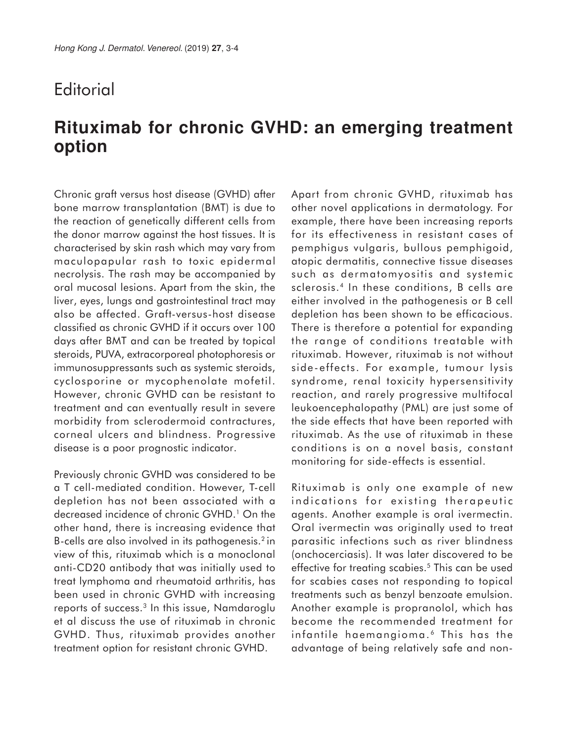# Editorial

## Rituximab for chronic GVHD: an emerging treatment option

Chronic graft versus host disease (GVHD) after bone marrow transplantation (BMT) is due to the reaction of genetically different cells from the donor marrow against the host tissues. It is characterised by skin rash which may vary from maculopapular rash to toxic epidermal necrolysis. The rash may be accompanied by oral mucosal lesions. Apart from the skin, the liver, eyes, lungs and gastrointestinal tract may also be affected. Graft-versus-host disease classified as chronic GVHD if it occurs over 100 days after BMT and can be treated by topical steroids, PUVA, extracorporeal photophoresis or immunosuppressants such as systemic steroids, cyclosporine or mycophenolate mofetil. However, chronic GVHD can be resistant to treatment and can eventually result in severe morbidity from sclerodermoid contractures, corneal ulcers and blindness. Progressive disease is a poor prognostic indicator.

Previously chronic GVHD was considered to be a T cell-mediated condition. However, T-cell depletion has not been associated with a decreased incidence of chronic GVHD.[1] On the other hand, there is increasing evidence that B-cells are also involved in its pathogenesis.[2] in view of this, rituximab which is a monoclonal anti-CD20 antibody that was initially used to treat lymphoma and rheumatoid arthritis, has been used in chronic GVHD with increasing reports of success.[3] In this issue, Namdaroglu et al discuss the use of rituximab in chronic GVHD. Thus, rituximab provides another treatment option for resistant chronic GVHD.

Apart from chronic GVHD, rituximab has other novel applications in dermatology. For example, there have been increasing reports for its effectiveness in resistant cases of pemphigus vulgaris, bullous pemphigoid, atopic dermatitis, connective tissue diseases such as dermatomyositis and systemic sclerosis.[4] In these conditions, B cells are either involved in the pathogenesis or B cell depletion has been shown to be efficacious. There is therefore a potential for expanding the range of conditions treatable with rituximab. However, rituximab is not without side-effects. For example, tumour lysis syndrome, renal toxicity hypersensitivity reaction, and rarely progressive multifocal leukoencephalopathy (PML) are just some of the side effects that have been reported with rituximab. As the use of rituximab in these conditions is on a novel basis, constant monitoring for side-effects is essential.

Rituximab is only one example of new indications for existing therapeutic agents. Another example is oral ivermectin. Oral ivermectin was originally used to treat parasitic infections such as river blindness (onchocerciasis). It was later discovered to be effective for treating scabies.[5] This can be used for scabies cases not responding to topical treatments such as benzyl benzoate emulsion. Another example is propranolol, which has become the recommended treatment for infantile haemangioma.[6] This has the advantage of being relatively safe and non-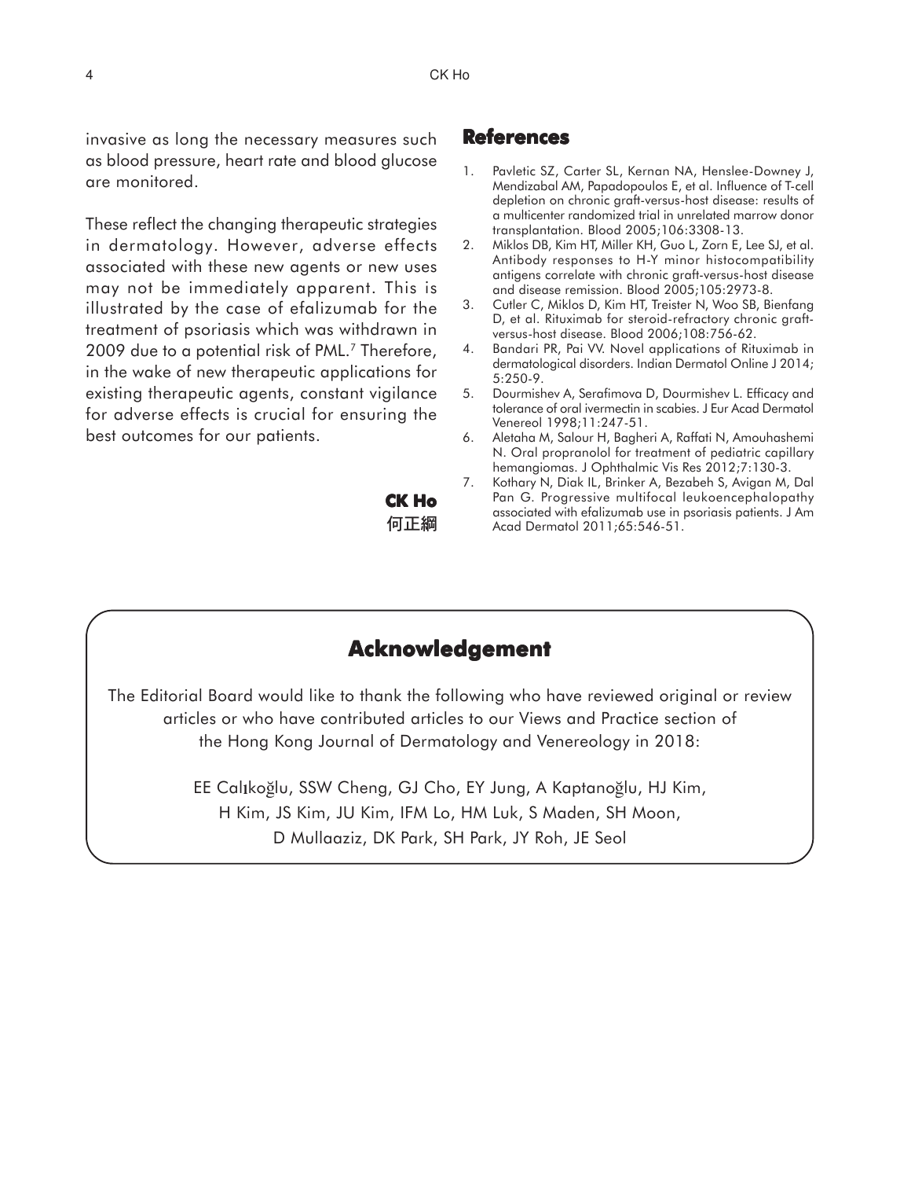invasive as long the necessary measures such as blood pressure, heart rate and blood glucose are monitored.

These reflect the changing therapeutic strategies in dermatology. However, adverse effects associated with these new agents or new uses may not be immediately apparent. This is illustrated by the case of efalizumab for the treatment of psoriasis which was withdrawn in 2009 due to a potential risk of PML.[7] Therefore, in the wake of new therapeutic applications for existing therapeutic agents, constant vigilance for adverse effects is crucial for ensuring the best outcomes for our patients.

**CK Ho**
**何正綱**

## References

1. Pavletic SZ, Carter SL, Kernan NA, Henslee-Downey J, Mendizabal AM, Papadopoulos E, et al. Influence of T-cell depletion on chronic graft-versus-host disease: results of a multicenter randomized trial in unrelated marrow donor transplantation. Blood 2005;106:3308-13.
2. Miklos DB, Kim HT, Miller KH, Guo L, Zorn E, Lee SJ, et al. Antibody responses to H-Y minor histocompatibility antigens correlate with chronic graft-versus-host disease and disease remission. Blood 2005;105:2973-8.
3. Cutler C, Miklos D, Kim HT, Treister N, Woo SB, Bienfang D, et al. Rituximab for steroid-refractory chronic graft-versus-host disease. Blood 2006;108:756-62.
4. Bandari PR, Pai VV. Novel applications of Rituximab in dermatological disorders. Indian Dermatol Online J 2014; 5:250-9.
5. Dourmishev A, Serafimova D, Dourmishev L. Efficacy and tolerance of oral ivermectin in scabies. J Eur Acad Dermatol Venereol 1998;11:247-51.
6. Aletaha M, Salour H, Bagheri A, Raffati N, Amouhashemi N. Oral propranolol for treatment of pediatric capillary hemangiomas. J Ophthalmic Vis Res 2012;7:130-3.
7. Kothary N, Diak IL, Brinker A, Bezabeh S, Avigan M, Dal Pan G. Progressive multifocal leukoencephalopathy associated with efalizumab use in psoriasis patients. J Am Acad Dermatol 2011;65:546-51.

## Acknowledgement

The Editorial Board would like to thank the following who have reviewed original or review articles or who have contributed articles to our Views and Practice section of the Hong Kong Journal of Dermatology and Venereology in 2018:

EE Calıkoğlu, SSW Cheng, GJ Cho, EY Jung, A Kaptanoğlu, HJ Kim, H Kim, JS Kim, JU Kim, IFM Lo, HM Luk, S Maden, SH Moon, D Mullaaziz, DK Park, SH Park, JY Roh, JE Seol